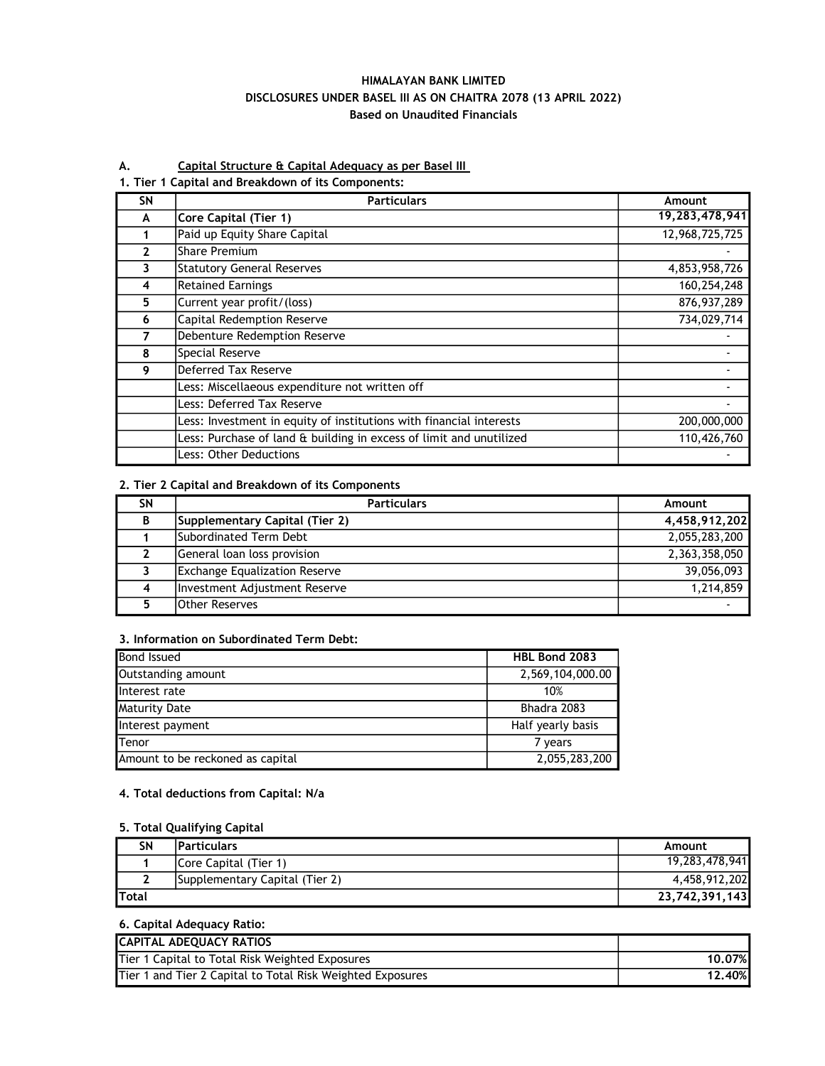# HIMALAYAN BANK LIMITED
## DISCLOSURES UNDER BASEL III AS ON CHAITRA 2078 (13 APRIL 2022)
### Based on Unaudited Financials

**A. Capital Structure & Capital Adequacy as per Basel III**

**1. Tier 1 Capital and Breakdown of its Components:**

| SN | Particulars | Amount |
|---|---|---|
| **A** | **Core Capital (Tier 1)** | **19,283,478,941** |
| 1 | Paid up Equity Share Capital | 12,968,725,725 |
| 2 | Share Premium | - |
| 3 | Statutory General Reserves | 4,853,958,726 |
| 4 | Retained Earnings | 160,254,248 |
| 5 | Current year profit/(loss) | 876,937,289 |
| 6 | Capital Redemption Reserve | 734,029,714 |
| 7 | Debenture Redemption Reserve | - |
| 8 | Special Reserve | - |
| 9 | Deferred Tax Reserve | - |
| | Less: Miscellaeous expenditure not written off | - |
| | Less: Deferred Tax Reserve | - |
| | Less: Investment in equity of institutions with financial interests | 200,000,000 |
| | Less: Purchase of land & building in excess of limit and unutilized | 110,426,760 |
| | Less: Other Deductions | - |

**2. Tier 2 Capital and Breakdown of its Components**

| SN | Particulars | Amount |
|---|---|---|
| **B** | **Supplementary Capital (Tier 2)** | **4,458,912,202** |
| 1 | Subordinated Term Debt | 2,055,283,200 |
| 2 | General loan loss provision | 2,363,358,050 |
| 3 | Exchange Equalization Reserve | 39,056,093 |
| 4 | Investment Adjustment Reserve | 1,214,859 |
| 5 | Other Reserves | - |

**3. Information on Subordinated Term Debt:**

| Bond Issued | HBL Bond 2083 |
|---|---|
| Outstanding amount | 2,569,104,000.00 |
| Interest rate | 10% |
| Maturity Date | Bhadra 2083 |
| Interest payment | Half yearly basis |
| Tenor | 7 years |
| Amount to be reckoned as capital | 2,055,283,200 |

**4. Total deductions from Capital: N/a**

**5. Total Qualifying Capital**

| SN | Particulars | Amount |
|---|---|---|
| 1 | Core Capital (Tier 1) | 19,283,478,941 |
| 2 | Supplementary Capital (Tier 2) | 4,458,912,202 |
| **Total** | | **23,742,391,143** |

**6. Capital Adequacy Ratio:**

| CAPITAL ADEQUACY RATIOS | |
|---|---|
| Tier 1 Capital to Total Risk Weighted Exposures | **10.07%** |
| Tier 1 and Tier 2 Capital to Total Risk Weighted Exposures | **12.40%** |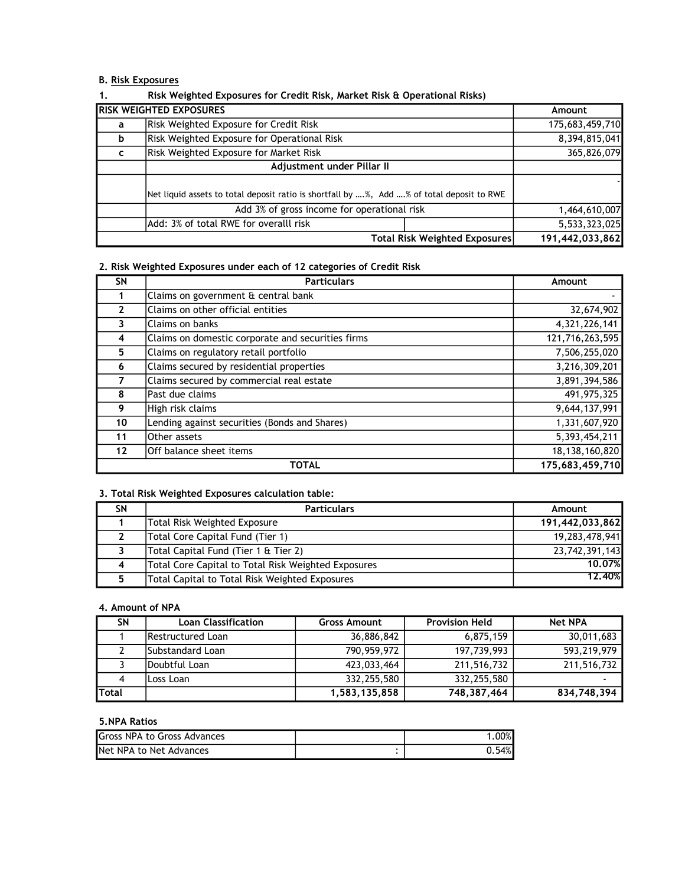**B. Risk Exposures**

**1. Risk Weighted Exposures for Credit Risk, Market Risk & Operational Risks)**

| RISK WEIGHTED EXPOSURES | | | Amount |
|---|---|---|---|
| a | Risk Weighted Exposure for Credit Risk | | 175,683,459,710 |
| b | Risk Weighted Exposure for Operational Risk | | 8,394,815,041 |
| c | Risk Weighted Exposure for Market Risk | | 365,826,079 |
| | **Adjustment under Pillar II** | | |
| | Net liquid assets to total deposit ratio is shortfall by ….%, Add ….% of total deposit to RWE | | - |
| | Add 3% of gross income for operational risk | | 1,464,610,007 |
| | Add: 3% of total RWE for overalll risk | | 5,533,323,025 |
| | | **Total Risk Weighted Exposures** | **191,442,033,862** |

**2. Risk Weighted Exposures under each of 12 categories of Credit Risk**

| SN | Particulars | Amount |
|---|---|---|
| 1 | Claims on government & central bank | - |
| 2 | Claims on other official entities | 32,674,902 |
| 3 | Claims on banks | 4,321,226,141 |
| 4 | Claims on domestic corporate and securities firms | 121,716,263,595 |
| 5 | Claims on regulatory retail portfolio | 7,506,255,020 |
| 6 | Claims secured by residential properties | 3,216,309,201 |
| 7 | Claims secured by commercial real estate | 3,891,394,586 |
| 8 | Past due claims | 491,975,325 |
| 9 | High risk claims | 9,644,137,991 |
| 10 | Lending against securities (Bonds and Shares) | 1,331,607,920 |
| 11 | Other assets | 5,393,454,211 |
| 12 | Off balance sheet items | 18,138,160,820 |
| | **TOTAL** | **175,683,459,710** |

**3. Total Risk Weighted Exposures calculation table:**

| SN | Particulars | Amount |
|---|---|---|
| 1 | Total Risk Weighted Exposure | **191,442,033,862** |
| 2 | Total Core Capital Fund (Tier 1) | 19,283,478,941 |
| 3 | Total Capital Fund (Tier 1 & Tier 2) | 23,742,391,143 |
| 4 | Total Core Capital to Total Risk Weighted Exposures | **10.07%** |
| 5 | Total Capital to Total Risk Weighted Exposures | **12.40%** |

**4. Amount of NPA**

| SN | Loan Classification | Gross Amount | Provision Held | Net NPA |
|---|---|---|---|---|
| 1 | Restructured Loan | 36,886,842 | 6,875,159 | 30,011,683 |
| 2 | Substandard Loan | 790,959,972 | 197,739,993 | 593,219,979 |
| 3 | Doubtful Loan | 423,033,464 | 211,516,732 | 211,516,732 |
| 4 | Loss Loan | 332,255,580 | 332,255,580 | - |
| **Total** | | **1,583,135,858** | **748,387,464** | **834,748,394** |

**5.NPA Ratios**

| | | |
|---|---|---|
| Gross NPA to Gross Advances | | 1.00% |
| Net NPA to Net Advances | : | 0.54% |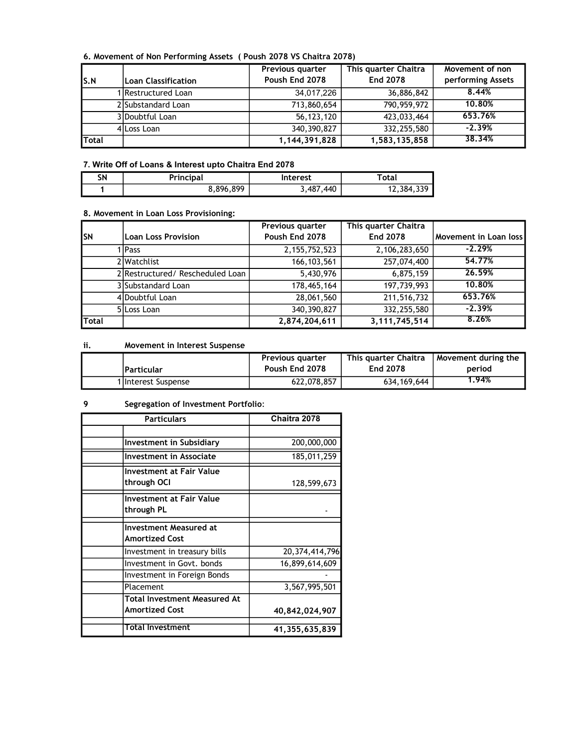### 6. Movement of Non Performing Assets ( Poush 2078 VS Chaitra 2078)

| S.N | Loan Classification | Previous quarter Poush End 2078 | This quarter Chaitra End 2078 | Movement of non performing Assets |
|---|---|---|---|---|
| 1 | Restructured Loan | 34,017,226 | 36,886,842 | 8.44% |
| 2 | Substandard Loan | 713,860,654 | 790,959,972 | 10.80% |
| 3 | Doubtful Loan | 56,123,120 | 423,033,464 | 653.76% |
| 4 | Loss Loan | 340,390,827 | 332,255,580 | -2.39% |
| **Total** | | **1,144,391,828** | **1,583,135,858** | **38.34%** |

### 7. Write Off of Loans & Interest upto Chaitra End 2078

| SN | Principal | Interest | Total |
|---|---|---|---|
| 1 | 8,896,899 | 3,487,440 | 12,384,339 |

### 8. Movement in Loan Loss Provisioning:

| SN | Loan Loss Provision | Previous quarter Poush End 2078 | This quarter Chaitra End 2078 | Movement in Loan loss |
|---|---|---|---|---|
| 1 | Pass | 2,155,752,523 | 2,106,283,650 | -2.29% |
| 2 | Watchlist | 166,103,561 | 257,074,400 | 54.77% |
| 2 | Restructured/ Rescheduled Loan | 5,430,976 | 6,875,159 | 26.59% |
| 3 | Substandard Loan | 178,465,164 | 197,739,993 | 10.80% |
| 4 | Doubtful Loan | 28,061,560 | 211,516,732 | 653.76% |
| 5 | Loss Loan | 340,390,827 | 332,255,580 | -2.39% |
| **Total** | | **2,874,204,611** | **3,111,745,514** | **8.26%** |

### ii. Movement in Interest Suspense

| | Particular | Previous quarter Poush End 2078 | This quarter Chaitra End 2078 | Movement during the period |
|---|---|---|---|---|
| 1 | Interest Suspense | 622,078,857 | 634,169,644 | 1.94% |

### 9 Segregation of Investment Portfolio:

| Particulars | | Chaitra 2078 |
|---|---|---|
| | **Investment in Subsidiary** | 200,000,000 |
| | **Investment in Associate** | 185,011,259 |
| | **Investment at Fair Value through OCI** | 128,599,673 |
| | **Investment at Fair Value through PL** | - |
| | **Investment Measured at Amortized Cost** | |
| | Investment in treasury bills | 20,374,414,796 |
| | Investment in Govt. bonds | 16,899,614,609 |
| | Investment in Foreign Bonds | - |
| | Placement | 3,567,995,501 |
| | **Total Investment Measured At Amortized Cost** | **40,842,024,907** |
| | **Total Investment** | **41,355,635,839** |